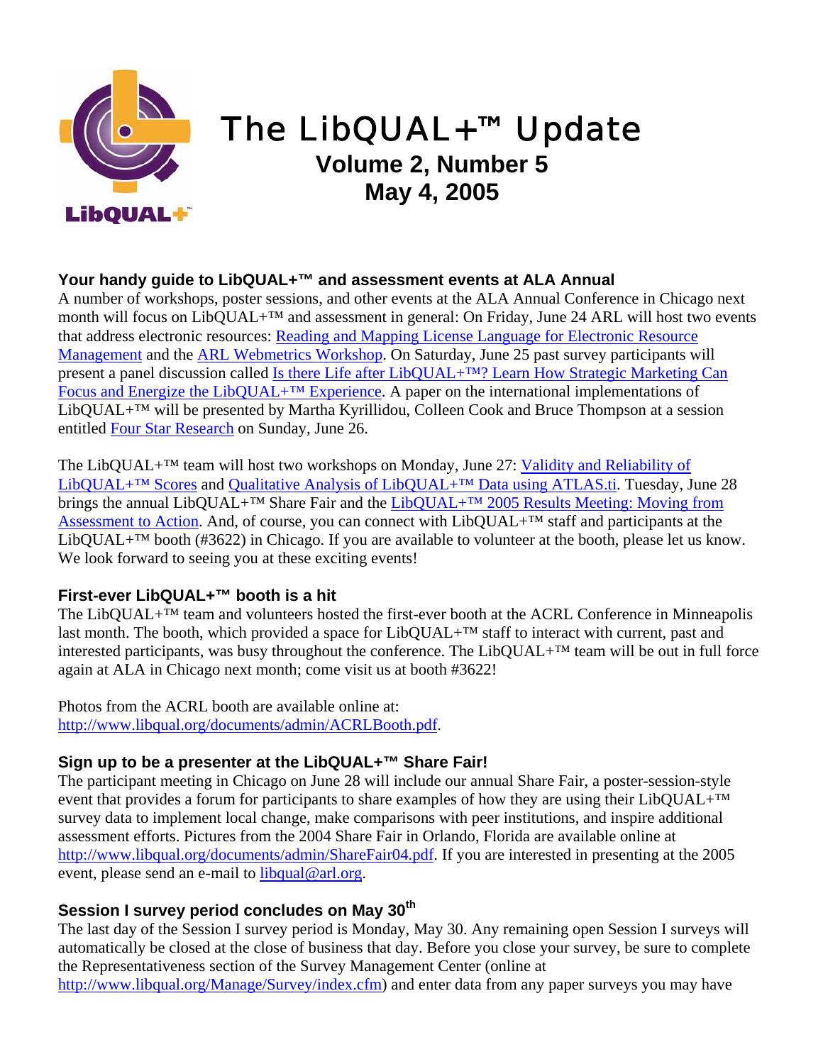# The LibQUAL+™ Update

**Volume 2, Number 5**
**May 4, 2005**

### Your handy guide to LibQUAL+™ and assessment events at ALA Annual

A number of workshops, poster sessions, and other events at the ALA Annual Conference in Chicago next month will focus on LibQUAL+™ and assessment in general: On Friday, June 24 ARL will host two events that address electronic resources: Reading and Mapping License Language for Electronic Resource Management and the ARL Webmetrics Workshop. On Saturday, June 25 past survey participants will present a panel discussion called Is there Life after LibQUAL+™? Learn How Strategic Marketing Can Focus and Energize the LibQUAL+™ Experience. A paper on the international implementations of LibQUAL+™ will be presented by Martha Kyrillidou, Colleen Cook and Bruce Thompson at a session entitled Four Star Research on Sunday, June 26.

The LibQUAL+™ team will host two workshops on Monday, June 27: Validity and Reliability of LibQUAL+™ Scores and Qualitative Analysis of LibQUAL+™ Data using ATLAS.ti. Tuesday, June 28 brings the annual LibQUAL+™ Share Fair and the LibQUAL+™ 2005 Results Meeting: Moving from Assessment to Action. And, of course, you can connect with LibQUAL+™ staff and participants at the LibQUAL+™ booth (#3622) in Chicago. If you are available to volunteer at the booth, please let us know. We look forward to seeing you at these exciting events!

### First-ever LibQUAL+™ booth is a hit

The LibQUAL+™ team and volunteers hosted the first-ever booth at the ACRL Conference in Minneapolis last month. The booth, which provided a space for LibQUAL+™ staff to interact with current, past and interested participants, was busy throughout the conference. The LibQUAL+™ team will be out in full force again at ALA in Chicago next month; come visit us at booth #3622!

Photos from the ACRL booth are available online at: http://www.libqual.org/documents/admin/ACRLBooth.pdf.

### Sign up to be a presenter at the LibQUAL+™ Share Fair!

The participant meeting in Chicago on June 28 will include our annual Share Fair, a poster-session-style event that provides a forum for participants to share examples of how they are using their LibQUAL+™ survey data to implement local change, make comparisons with peer institutions, and inspire additional assessment efforts. Pictures from the 2004 Share Fair in Orlando, Florida are available online at http://www.libqual.org/documents/admin/ShareFair04.pdf. If you are interested in presenting at the 2005 event, please send an e-mail to libqual@arl.org.

### Session I survey period concludes on May 30th

The last day of the Session I survey period is Monday, May 30. Any remaining open Session I surveys will automatically be closed at the close of business that day. Before you close your survey, be sure to complete the Representativeness section of the Survey Management Center (online at http://www.libqual.org/Manage/Survey/index.cfm) and enter data from any paper surveys you may have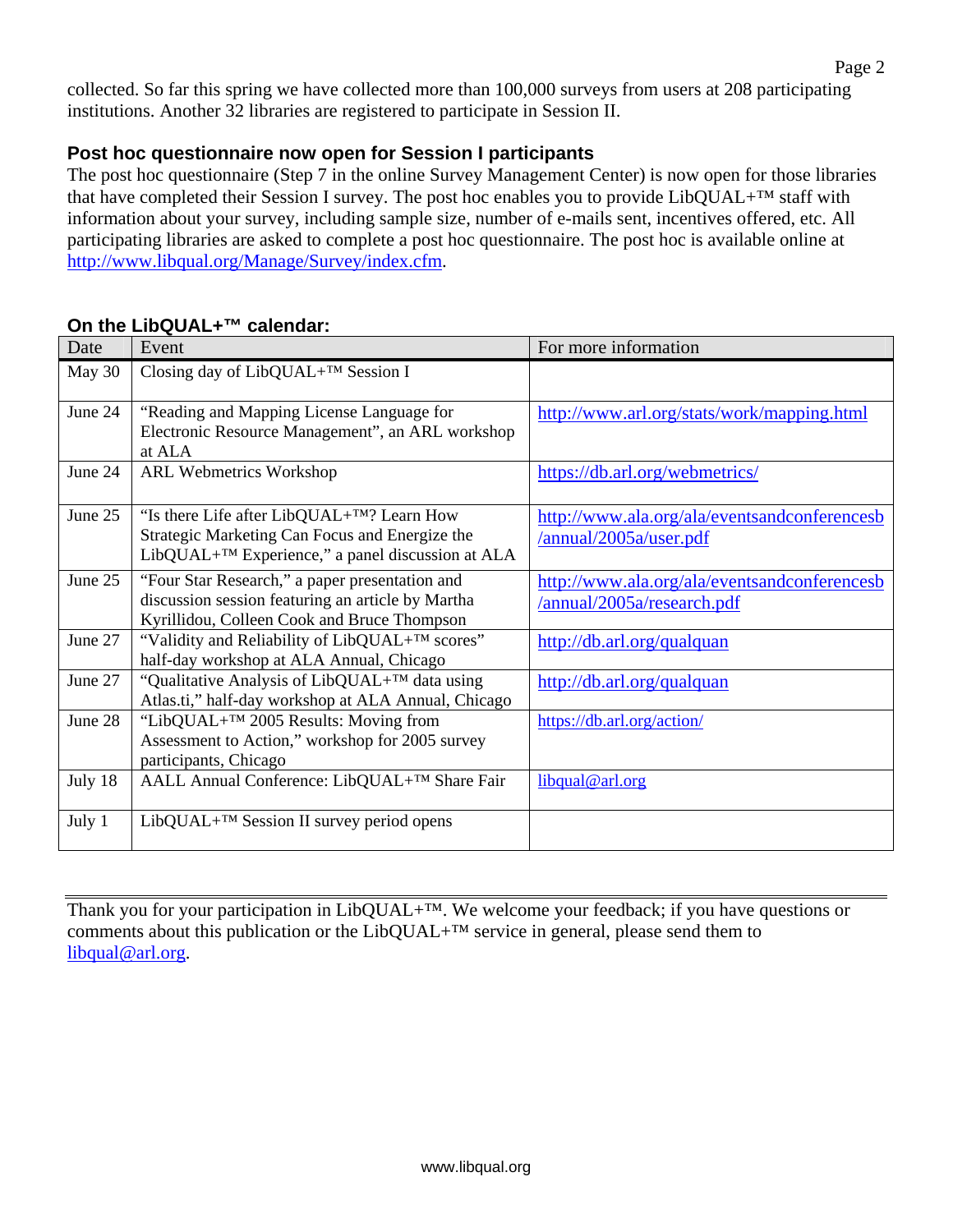collected. So far this spring we have collected more than 100,000 surveys from users at 208 participating institutions. Another 32 libraries are registered to participate in Session II.

### Post hoc questionnaire now open for Session I participants

The post hoc questionnaire (Step 7 in the online Survey Management Center) is now open for those libraries that have completed their Session I survey. The post hoc enables you to provide LibQUAL+™ staff with information about your survey, including sample size, number of e-mails sent, incentives offered, etc. All participating libraries are asked to complete a post hoc questionnaire. The post hoc is available online at http://www.libqual.org/Manage/Survey/index.cfm.

### On the LibQUAL+™ calendar:

| Date | Event | For more information |
|---|---|---|
| May 30 | Closing day of LibQUAL+™ Session I | |
| June 24 | "Reading and Mapping License Language for Electronic Resource Management", an ARL workshop at ALA | http://www.arl.org/stats/work/mapping.html |
| June 24 | ARL Webmetrics Workshop | https://db.arl.org/webmetrics/ |
| June 25 | "Is there Life after LibQUAL+™? Learn How Strategic Marketing Can Focus and Energize the LibQUAL+™ Experience," a panel discussion at ALA | http://www.ala.org/ala/eventsandconferencesb/annual/2005a/user.pdf |
| June 25 | "Four Star Research," a paper presentation and discussion session featuring an article by Martha Kyrillidou, Colleen Cook and Bruce Thompson | http://www.ala.org/ala/eventsandconferencesb/annual/2005a/research.pdf |
| June 27 | "Validity and Reliability of LibQUAL+™ scores" half-day workshop at ALA Annual, Chicago | http://db.arl.org/qualquan |
| June 27 | "Qualitative Analysis of LibQUAL+™ data using Atlas.ti," half-day workshop at ALA Annual, Chicago | http://db.arl.org/qualquan |
| June 28 | "LibQUAL+™ 2005 Results: Moving from Assessment to Action," workshop for 2005 survey participants, Chicago | https://db.arl.org/action/ |
| July 18 | AALL Annual Conference: LibQUAL+™ Share Fair | libqual@arl.org |
| July 1 | LibQUAL+™ Session II survey period opens | |

---

Thank you for your participation in LibQUAL+™. We welcome your feedback; if you have questions or comments about this publication or the LibQUAL+™ service in general, please send them to libqual@arl.org.

www.libqual.org